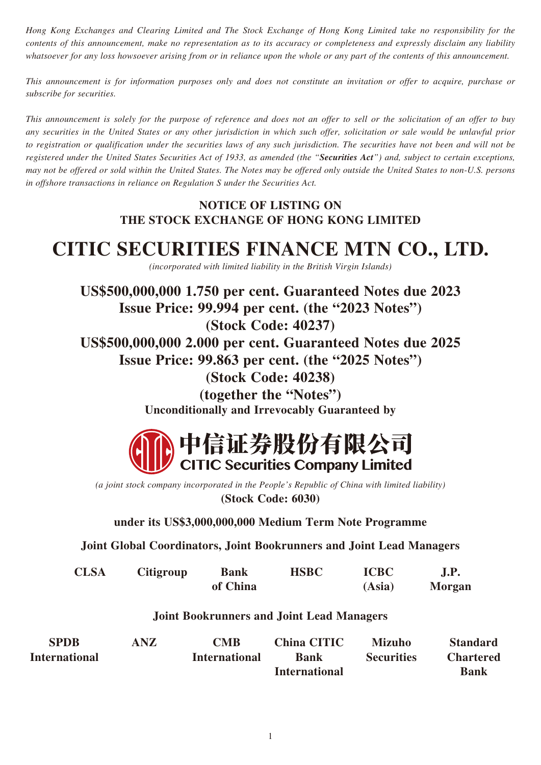*Hong Kong Exchanges and Clearing Limited and The Stock Exchange of Hong Kong Limited take no responsibility for the contents of this announcement, make no representation as to its accuracy or completeness and expressly disclaim any liability whatsoever for any loss howsoever arising from or in reliance upon the whole or any part of the contents of this announcement.*

*This announcement is for information purposes only and does not constitute an invitation or offer to acquire, purchase or subscribe for securities.*

*This announcement is solely for the purpose of reference and does not an offer to sell or the solicitation of an offer to buy any securities in the United States or any other jurisdiction in which such offer, solicitation or sale would be unlawful prior to registration or qualification under the securities laws of any such jurisdiction. The securities have not been and will not be registered under the United States Securities Act of 1933, as amended (the "**Securities Act**") and, subject to certain exceptions, may not be offered or sold within the United States. The Notes may be offered only outside the United States to non-U.S. persons in offshore transactions in reliance on Regulation S under the Securities Act.*

**NOTICE OF LISTING ON
THE STOCK EXCHANGE OF HONG KONG LIMITED**

# CITIC SECURITIES FINANCE MTN CO., LTD.

*(incorporated with limited liability in the British Virgin Islands)*

## US$500,000,000 1.750 per cent. Guaranteed Notes due 2023
## Issue Price: 99.994 per cent. (the "2023 Notes")
## (Stock Code: 40237)
## US$500,000,000 2.000 per cent. Guaranteed Notes due 2025
## Issue Price: 99.863 per cent. (the "2025 Notes")
## (Stock Code: 40238)
## (together the "Notes")

**Unconditionally and Irrevocably Guaranteed by**

**中信证券股份有限公司
CITIC Securities Company Limited**

*(a joint stock company incorporated in the People's Republic of China with limited liability)*

**(Stock Code: 6030)**

**under its US$3,000,000,000 Medium Term Note Programme**

**Joint Global Coordinators, Joint Bookrunners and Joint Lead Managers**

**CLSA** | **Citigroup** | **Bank of China** | **HSBC** | **ICBC (Asia)** | **J.P. Morgan**

**Joint Bookrunners and Joint Lead Managers**

**SPDB International** | **ANZ** | **CMB International** | **China CITIC Bank International** | **Mizuho Securities** | **Standard Chartered Bank**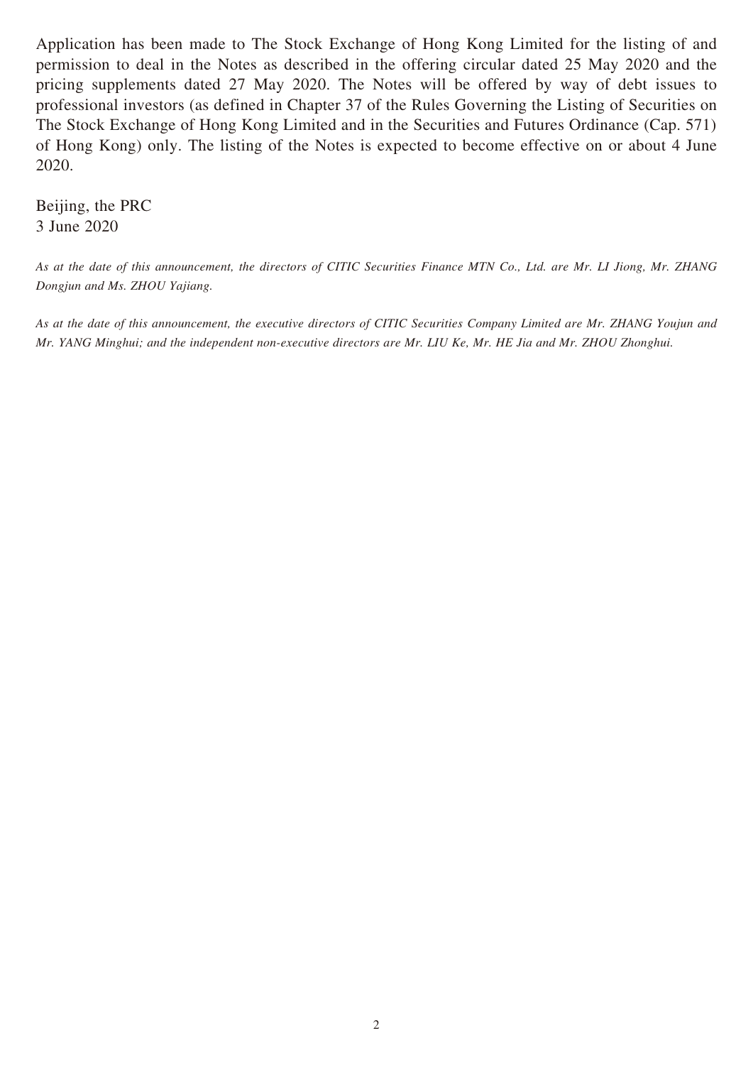Application has been made to The Stock Exchange of Hong Kong Limited for the listing of and permission to deal in the Notes as described in the offering circular dated 25 May 2020 and the pricing supplements dated 27 May 2020. The Notes will be offered by way of debt issues to professional investors (as defined in Chapter 37 of the Rules Governing the Listing of Securities on The Stock Exchange of Hong Kong Limited and in the Securities and Futures Ordinance (Cap. 571) of Hong Kong) only. The listing of the Notes is expected to become effective on or about 4 June 2020.

Beijing, the PRC
3 June 2020

*As at the date of this announcement, the directors of CITIC Securities Finance MTN Co., Ltd. are Mr. LI Jiong, Mr. ZHANG Dongjun and Ms. ZHOU Yajiang.*

*As at the date of this announcement, the executive directors of CITIC Securities Company Limited are Mr. ZHANG Youjun and Mr. YANG Minghui; and the independent non-executive directors are Mr. LIU Ke, Mr. HE Jia and Mr. ZHOU Zhonghui.*